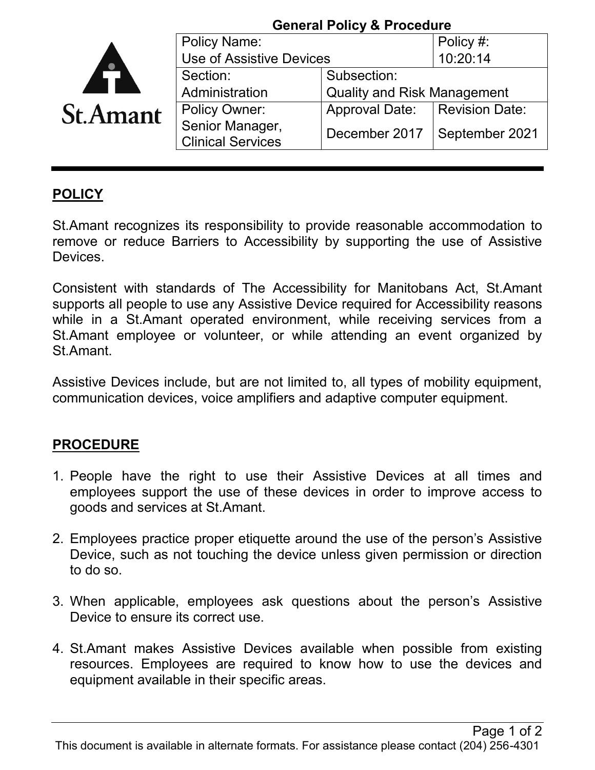**General Policy & Procedure**

| Policy Name: Use of Assistive Devices | | Policy #: 10:20:14 |
|---|---|---|
| Section: Administration | Subsection: Quality and Risk Management | |
| Policy Owner: Senior Manager, Clinical Services | Approval Date: December 2017 | Revision Date: September 2021 |

## POLICY

St.Amant recognizes its responsibility to provide reasonable accommodation to remove or reduce Barriers to Accessibility by supporting the use of Assistive Devices.

Consistent with standards of The Accessibility for Manitobans Act, St.Amant supports all people to use any Assistive Device required for Accessibility reasons while in a St.Amant operated environment, while receiving services from a St.Amant employee or volunteer, or while attending an event organized by St.Amant.

Assistive Devices include, but are not limited to, all types of mobility equipment, communication devices, voice amplifiers and adaptive computer equipment.

## PROCEDURE

1. People have the right to use their Assistive Devices at all times and employees support the use of these devices in order to improve access to goods and services at St.Amant.

2. Employees practice proper etiquette around the use of the person's Assistive Device, such as not touching the device unless given permission or direction to do so.

3. When applicable, employees ask questions about the person's Assistive Device to ensure its correct use.

4. St.Amant makes Assistive Devices available when possible from existing resources. Employees are required to know how to use the devices and equipment available in their specific areas.

This document is available in alternate formats. For assistance please contact (204) 256-4301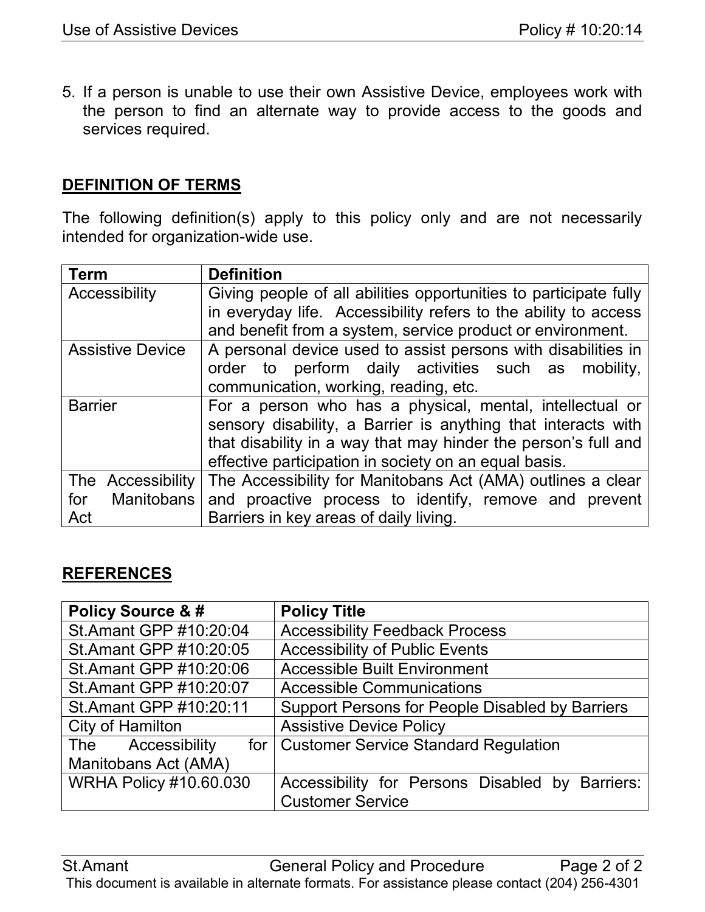5. If a person is unable to use their own Assistive Device, employees work with the person to find an alternate way to provide access to the goods and services required.

## DEFINITION OF TERMS

The following definition(s) apply to this policy only and are not necessarily intended for organization-wide use.

| Term | Definition |
|---|---|
| Accessibility | Giving people of all abilities opportunities to participate fully in everyday life. Accessibility refers to the ability to access and benefit from a system, service product or environment. |
| Assistive Device | A personal device used to assist persons with disabilities in order to perform daily activities such as mobility, communication, working, reading, etc. |
| Barrier | For a person who has a physical, mental, intellectual or sensory disability, a Barrier is anything that interacts with that disability in a way that may hinder the person's full and effective participation in society on an equal basis. |
| The Accessibility for Manitobans Act | The Accessibility for Manitobans Act (AMA) outlines a clear and proactive process to identify, remove and prevent Barriers in key areas of daily living. |

## REFERENCES

| Policy Source & # | Policy Title |
|---|---|
| St.Amant GPP #10:20:04 | Accessibility Feedback Process |
| St.Amant GPP #10:20:05 | Accessibility of Public Events |
| St.Amant GPP #10:20:06 | Accessible Built Environment |
| St.Amant GPP #10:20:07 | Accessible Communications |
| St.Amant GPP #10:20:11 | Support Persons for People Disabled by Barriers |
| City of Hamilton | Assistive Device Policy |
| The Accessibility for Manitobans Act (AMA) | Customer Service Standard Regulation |
| WRHA Policy #10.60.030 | Accessibility for Persons Disabled by Barriers: Customer Service |

This document is available in alternate formats. For assistance please contact (204) 256-4301